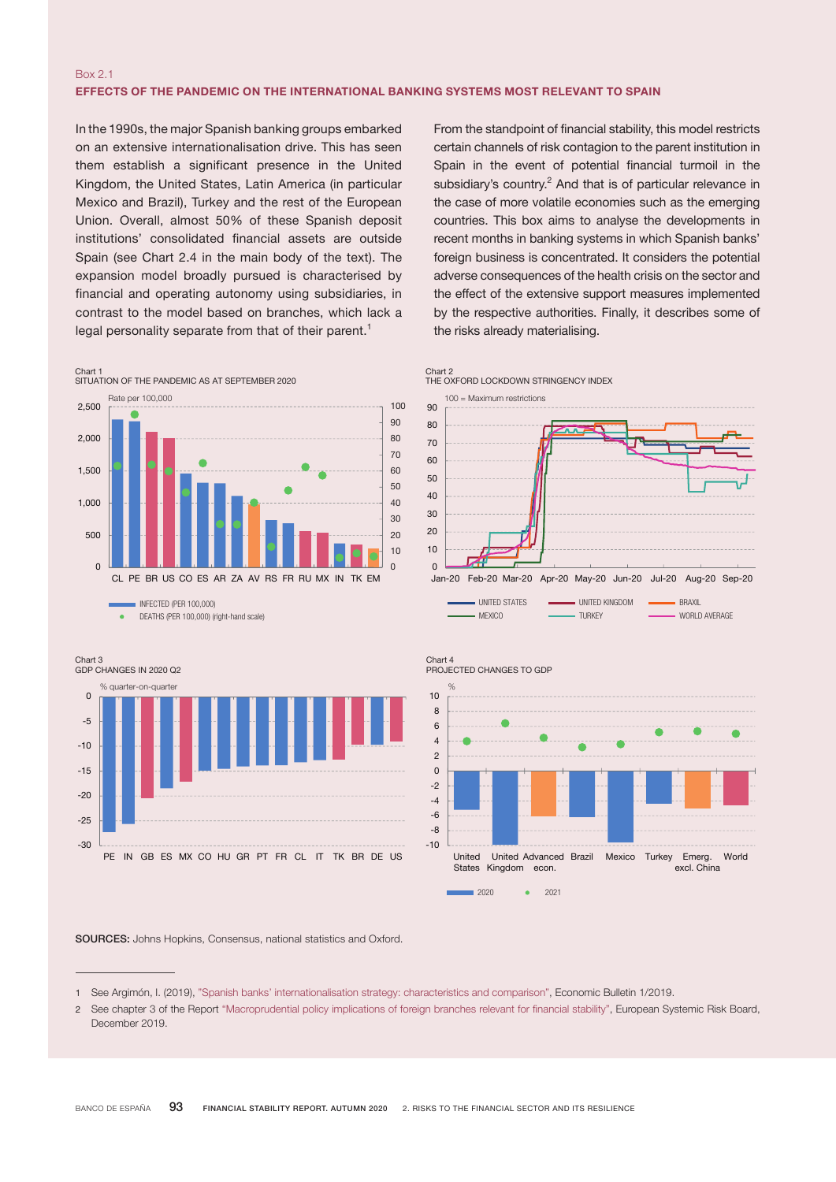Box 2.1

## EFFECTS OF THE PANDEMIC ON THE INTERNATIONAL BANKING SYSTEMS MOST RELEVANT TO SPAIN

In the 1990s, the major Spanish banking groups embarked on an extensive internationalisation drive. This has seen them establish a significant presence in the United Kingdom, the United States, Latin America (in particular Mexico and Brazil), Turkey and the rest of the European Union. Overall, almost 50% of these Spanish deposit institutions' consolidated financial assets are outside Spain (see Chart 2.4 in the main body of the text). The expansion model broadly pursued is characterised by financial and operating autonomy using subsidiaries, in contrast to the model based on branches, which lack a legal personality separate from that of their parent.[1]

From the standpoint of financial stability, this model restricts certain channels of risk contagion to the parent institution in Spain in the event of potential financial turmoil in the subsidiary's country.[2] And that is of particular relevance in the case of more volatile economies such as the emerging countries. This box aims to analyse the developments in recent months in banking systems in which Spanish banks' foreign business is concentrated. It considers the potential adverse consequences of the health crisis on the sector and the effect of the extensive support measures implemented by the respective authorities. Finally, it describes some of the risks already materialising.

Chart 1
SITUATION OF THE PANDEMIC AS AT SEPTEMBER 2020

Chart 2
THE OXFORD LOCKDOWN STRINGENCY INDEX

Chart 3
GDP CHANGES IN 2020 Q2

Chart 4
PROJECTED CHANGES TO GDP

**SOURCES:** Johns Hopkins, Consensus, national statistics and Oxford.

---

1 See Argimón, I. (2019), "Spanish banks' internationalisation strategy: characteristics and comparison", Economic Bulletin 1/2019.

2 See chapter 3 of the Report "Macroprudential policy implications of foreign branches relevant for financial stability", European Systemic Risk Board, December 2019.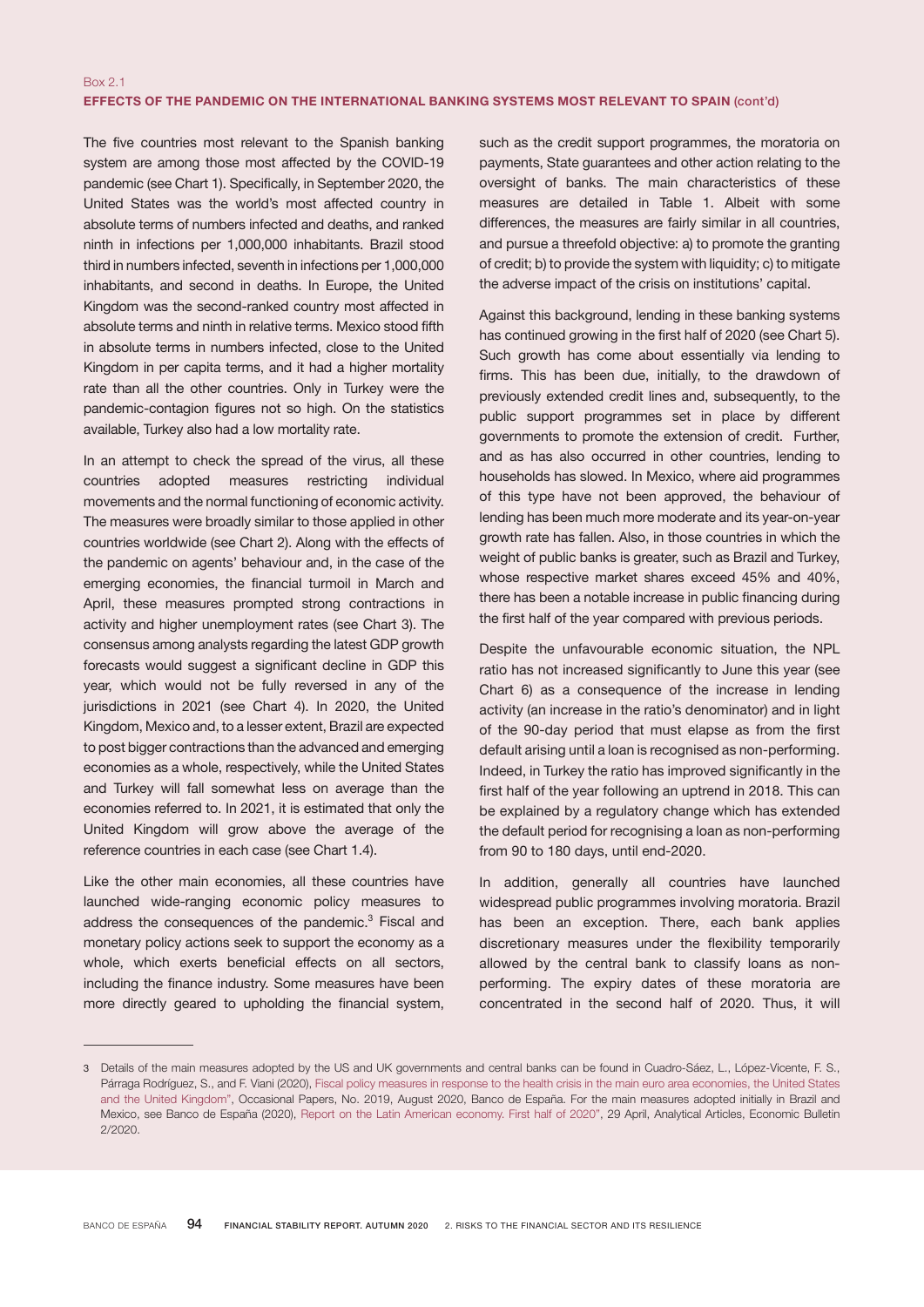Box 2.1

**EFFECTS OF THE PANDEMIC ON THE INTERNATIONAL BANKING SYSTEMS MOST RELEVANT TO SPAIN (cont'd)**

The five countries most relevant to the Spanish banking system are among those most affected by the COVID-19 pandemic (see Chart 1). Specifically, in September 2020, the United States was the world's most affected country in absolute terms of numbers infected and deaths, and ranked ninth in infections per 1,000,000 inhabitants. Brazil stood third in numbers infected, seventh in infections per 1,000,000 inhabitants, and second in deaths. In Europe, the United Kingdom was the second-ranked country most affected in absolute terms and ninth in relative terms. Mexico stood fifth in absolute terms in numbers infected, close to the United Kingdom in per capita terms, and it had a higher mortality rate than all the other countries. Only in Turkey were the pandemic-contagion figures not so high. On the statistics available, Turkey also had a low mortality rate.

In an attempt to check the spread of the virus, all these countries adopted measures restricting individual movements and the normal functioning of economic activity. The measures were broadly similar to those applied in other countries worldwide (see Chart 2). Along with the effects of the pandemic on agents' behaviour and, in the case of the emerging economies, the financial turmoil in March and April, these measures prompted strong contractions in activity and higher unemployment rates (see Chart 3). The consensus among analysts regarding the latest GDP growth forecasts would suggest a significant decline in GDP this year, which would not be fully reversed in any of the jurisdictions in 2021 (see Chart 4). In 2020, the United Kingdom, Mexico and, to a lesser extent, Brazil are expected to post bigger contractions than the advanced and emerging economies as a whole, respectively, while the United States and Turkey will fall somewhat less on average than the economies referred to. In 2021, it is estimated that only the United Kingdom will grow above the average of the reference countries in each case (see Chart 1.4).

Like the other main economies, all these countries have launched wide-ranging economic policy measures to address the consequences of the pandemic.[3] Fiscal and monetary policy actions seek to support the economy as a whole, which exerts beneficial effects on all sectors, including the finance industry. Some measures have been more directly geared to upholding the financial system, such as the credit support programmes, the moratoria on payments, State guarantees and other action relating to the oversight of banks. The main characteristics of these measures are detailed in Table 1. Albeit with some differences, the measures are fairly similar in all countries, and pursue a threefold objective: a) to promote the granting of credit; b) to provide the system with liquidity; c) to mitigate the adverse impact of the crisis on institutions' capital.

Against this background, lending in these banking systems has continued growing in the first half of 2020 (see Chart 5). Such growth has come about essentially via lending to firms. This has been due, initially, to the drawdown of previously extended credit lines and, subsequently, to the public support programmes set in place by different governments to promote the extension of credit. Further, and as has also occurred in other countries, lending to households has slowed. In Mexico, where aid programmes of this type have not been approved, the behaviour of lending has been much more moderate and its year-on-year growth rate has fallen. Also, in those countries in which the weight of public banks is greater, such as Brazil and Turkey, whose respective market shares exceed 45% and 40%, there has been a notable increase in public financing during the first half of the year compared with previous periods.

Despite the unfavourable economic situation, the NPL ratio has not increased significantly to June this year (see Chart 6) as a consequence of the increase in lending activity (an increase in the ratio's denominator) and in light of the 90-day period that must elapse as from the first default arising until a loan is recognised as non-performing. Indeed, in Turkey the ratio has improved significantly in the first half of the year following an uptrend in 2018. This can be explained by a regulatory change which has extended the default period for recognising a loan as non-performing from 90 to 180 days, until end-2020.

In addition, generally all countries have launched widespread public programmes involving moratoria. Brazil has been an exception. There, each bank applies discretionary measures under the flexibility temporarily allowed by the central bank to classify loans as non-performing. The expiry dates of these moratoria are concentrated in the second half of 2020. Thus, it will

---

3 Details of the main measures adopted by the US and UK governments and central banks can be found in Cuadro-Sáez, L., López-Vicente, F. S., Párraga Rodríguez, S., and F. Viani (2020), Fiscal policy measures in response to the health crisis in the main euro area economies, the United States and the United Kingdom", Occasional Papers, No. 2019, August 2020, Banco de España. For the main measures adopted initially in Brazil and Mexico, see Banco de España (2020), Report on the Latin American economy. First half of 2020", 29 April, Analytical Articles, Economic Bulletin 2/2020.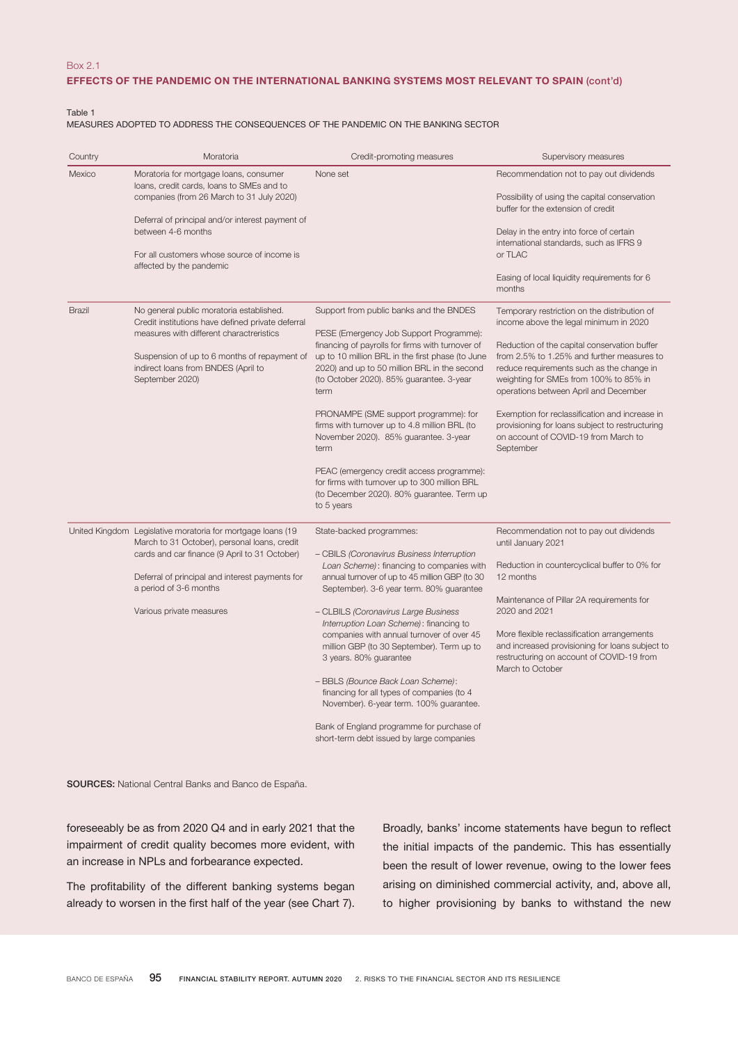Box 2.1

**EFFECTS OF THE PANDEMIC ON THE INTERNATIONAL BANKING SYSTEMS MOST RELEVANT TO SPAIN (cont'd)**

Table 1
MEASURES ADOPTED TO ADDRESS THE CONSEQUENCES OF THE PANDEMIC ON THE BANKING SECTOR

| Country | Moratoria | Credit-promoting measures | Supervisory measures |
|---|---|---|---|
| Mexico | Moratoria for mortgage loans, consumer loans, credit cards, loans to SMEs and to companies (from 26 March to 31 July 2020)<br><br>Deferral of principal and/or interest payment of between 4-6 months<br><br>For all customers whose source of income is affected by the pandemic | None set | Recommendation not to pay out dividends<br><br>Possibility of using the capital conservation buffer for the extension of credit<br><br>Delay in the entry into force of certain international standards, such as IFRS 9 or TLAC<br><br>Easing of local liquidity requirements for 6 months |
| Brazil | No general public moratoria established. Credit institutions have defined private deferral measures with different charactreristics<br><br>Suspension of up to 6 months of repayment of indirect loans from BNDES (April to September 2020) | Support from public banks and the BNDES<br><br>PESE (Emergency Job Support Programme): financing of payrolls for firms with turnover of up to 10 million BRL in the first phase (to June 2020) and up to 50 million BRL in the second (to October 2020). 85% guarantee. 3-year term<br><br>PRONAMPE (SME support programme): for firms with turnover up to 4.8 million BRL (to November 2020). 85% guarantee. 3-year term<br><br>PEAC (emergency credit access programme): for firms with turnover up to 300 million BRL (to December 2020). 80% guarantee. Term up to 5 years | Temporary restriction on the distribution of income above the legal minimum in 2020<br><br>Reduction of the capital conservation buffer from 2.5% to 1.25% and further measures to reduce requirements such as the change in weighting for SMEs from 100% to 85% in operations between April and December<br><br>Exemption for reclassification and increase in provisioning for loans subject to restructuring on account of COVID-19 from March to September |
| United Kingdom | Legislative moratoria for mortgage loans (19 March to 31 October), personal loans, credit cards and car finance (9 April to 31 October)<br><br>Deferral of principal and interest payments for a period of 3-6 months<br><br>Various private measures | State-backed programmes:<br><br>– CBILS *(Coronavirus Business Interruption Loan Scheme)*: financing to companies with annual turnover of up to 45 million GBP (to 30 September). 3-6 year term. 80% guarantee<br><br>– CLBILS *(Coronavirus Large Business Interruption Loan Scheme)*: financing to companies with annual turnover of over 45 million GBP (to 30 September). Term up to 3 years. 80% guarantee<br><br>– BBLS *(Bounce Back Loan Scheme)*: financing for all types of companies (to 4 November). 6-year term. 100% guarantee.<br><br>Bank of England programme for purchase of short-term debt issued by large companies | Recommendation not to pay out dividends until January 2021<br><br>Reduction in countercyclical buffer to 0% for 12 months<br><br>Maintenance of Pillar 2A requirements for 2020 and 2021<br><br>More flexible reclassification arrangements and increased provisioning for loans subject to restructuring on account of COVID-19 from March to October |

**SOURCES:** National Central Banks and Banco de España.

foreseeably be as from 2020 Q4 and in early 2021 that the impairment of credit quality becomes more evident, with an increase in NPLs and forbearance expected.

The profitability of the different banking systems began already to worsen in the first half of the year (see Chart 7). Broadly, banks' income statements have begun to reflect the initial impacts of the pandemic. This has essentially been the result of lower revenue, owing to the lower fees arising on diminished commercial activity, and, above all, to higher provisioning by banks to withstand the new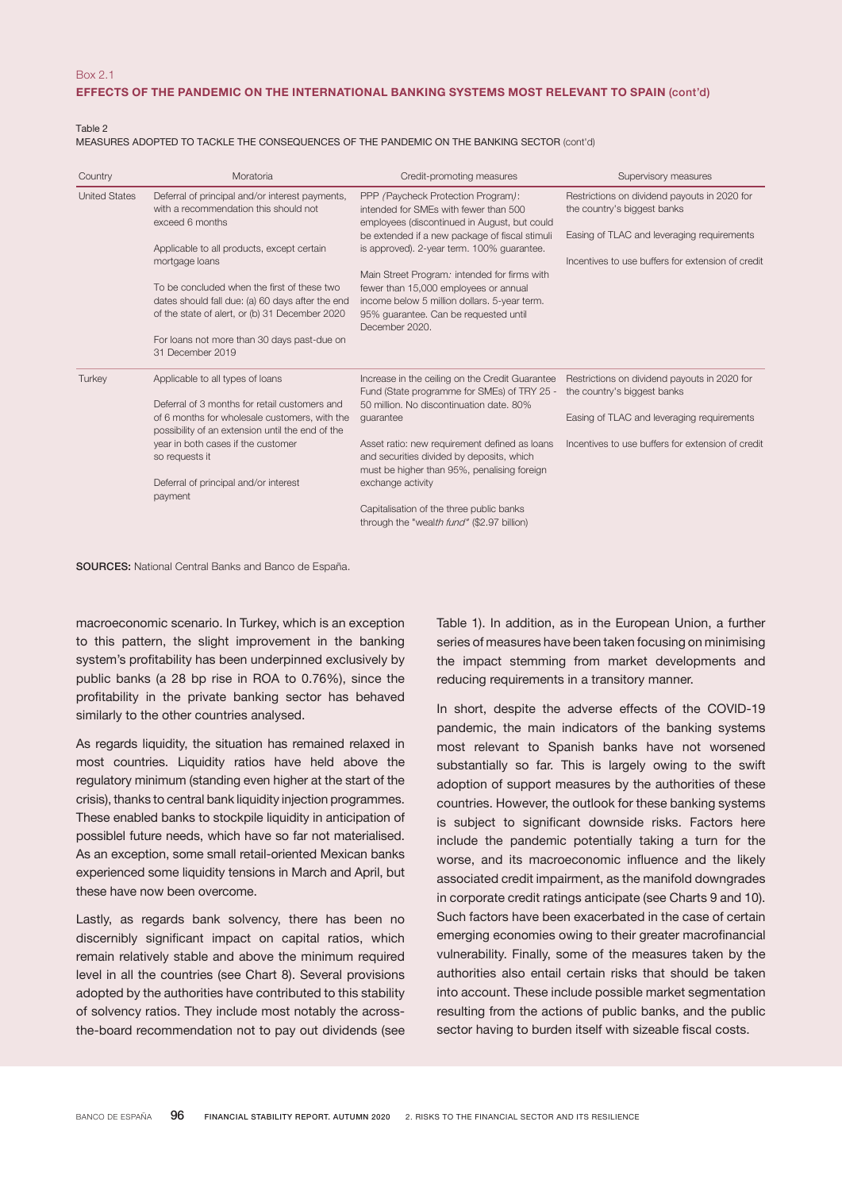Box 2.1

**EFFECTS OF THE PANDEMIC ON THE INTERNATIONAL BANKING SYSTEMS MOST RELEVANT TO SPAIN (cont'd)**

Table 2
MEASURES ADOPTED TO TACKLE THE CONSEQUENCES OF THE PANDEMIC ON THE BANKING SECTOR (cont'd)

| Country | Moratoria | Credit-promoting measures | Supervisory measures |
|---|---|---|---|
| United States | Deferral of principal and/or interest payments, with a recommendation this should not exceed 6 months<br><br>Applicable to all products, except certain mortgage loans<br><br>To be concluded when the first of these two dates should fall due: (a) 60 days after the end of the state of alert, or (b) 31 December 2020<br><br>For loans not more than 30 days past-due on 31 December 2019 | PPP *(Paycheck Protection Program)*: intended for SMEs with fewer than 500 employees (discontinued in August, but could be extended if a new package of fiscal stimuli is approved). 2-year term. 100% guarantee.<br><br>Main Street Program*:* intended for firms with fewer than 15,000 employees or annual income below 5 million dollars. 5-year term. 95% guarantee. Can be requested until December 2020. | Restrictions on dividend payouts in 2020 for the country's biggest banks<br><br>Easing of TLAC and leveraging requirements<br><br>Incentives to use buffers for extension of credit |
| Turkey | Applicable to all types of loans<br><br>Deferral of 3 months for retail customers and of 6 months for wholesale customers, with the possibility of an extension until the end of the year in both cases if the customer so requests it<br><br>Deferral of principal and/or interest payment | Increase in the ceiling on the Credit Guarantee Fund (State programme for SMEs) of TRY 25 - 50 million. No discontinuation date. 80% guarantee<br><br>Asset ratio: new requirement defined as loans and securities divided by deposits, which must be higher than 95%, penalising foreign exchange activity<br><br>Capitalisation of the three public banks through the "wea*lth fund*" ($2.97 billion) | Restrictions on dividend payouts in 2020 for the country's biggest banks<br><br>Easing of TLAC and leveraging requirements<br><br>Incentives to use buffers for extension of credit |

**SOURCES:** National Central Banks and Banco de España.

macroeconomic scenario. In Turkey, which is an exception to this pattern, the slight improvement in the banking system's profitability has been underpinned exclusively by public banks (a 28 bp rise in ROA to 0.76%), since the profitability in the private banking sector has behaved similarly to the other countries analysed.

As regards liquidity, the situation has remained relaxed in most countries. Liquidity ratios have held above the regulatory minimum (standing even higher at the start of the crisis), thanks to central bank liquidity injection programmes. These enabled banks to stockpile liquidity in anticipation of possiblel future needs, which have so far not materialised. As an exception, some small retail-oriented Mexican banks experienced some liquidity tensions in March and April, but these have now been overcome.

Lastly, as regards bank solvency, there has been no discernibly significant impact on capital ratios, which remain relatively stable and above the minimum required level in all the countries (see Chart 8). Several provisions adopted by the authorities have contributed to this stability of solvency ratios. They include most notably the across-the-board recommendation not to pay out dividends (see Table 1). In addition, as in the European Union, a further series of measures have been taken focusing on minimising the impact stemming from market developments and reducing requirements in a transitory manner.

In short, despite the adverse effects of the COVID-19 pandemic, the main indicators of the banking systems most relevant to Spanish banks have not worsened substantially so far. This is largely owing to the swift adoption of support measures by the authorities of these countries. However, the outlook for these banking systems is subject to significant downside risks. Factors here include the pandemic potentially taking a turn for the worse, and its macroeconomic influence and the likely associated credit impairment, as the manifold downgrades in corporate credit ratings anticipate (see Charts 9 and 10). Such factors have been exacerbated in the case of certain emerging economies owing to their greater macrofinancial vulnerability. Finally, some of the measures taken by the authorities also entail certain risks that should be taken into account. These include possible market segmentation resulting from the actions of public banks, and the public sector having to burden itself with sizeable fiscal costs.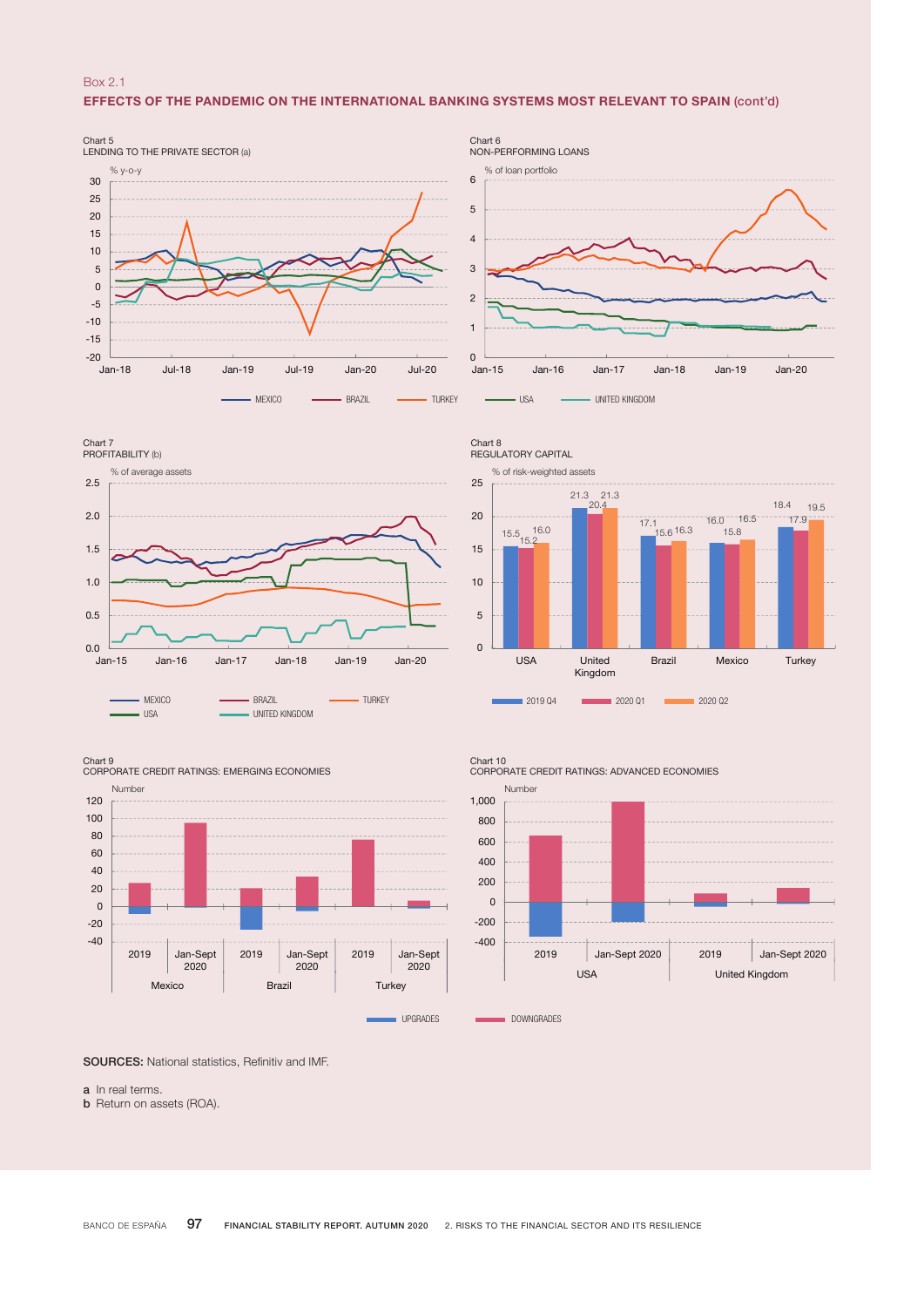Box 2.1

## EFFECTS OF THE PANDEMIC ON THE INTERNATIONAL BANKING SYSTEMS MOST RELEVANT TO SPAIN (cont'd)

Chart 5
LENDING TO THE PRIVATE SECTOR (a)

% y-o-y

30
25
20
15
10
5
0
-5
-10
-15
-20

Jan-18 Jul-18 Jan-19 Jul-19 Jan-20 Jul-20

Chart 6
NON-PERFORMING LOANS

% of loan portfolio

6
5
4
3
2
1
0

Jan-15 Jan-16 Jan-17 Jan-18 Jan-19 Jan-20

MEXICO BRAZIL TURKEY USA UNITED KINGDOM

Chart 7
PROFITABILITY (b)

% of average assets

2.5
2.0
1.5
1.0
0.5
0.0

Jan-15 Jan-16 Jan-17 Jan-18 Jan-19 Jan-20

MEXICO BRAZIL TURKEY USA UNITED KINGDOM

Chart 8
REGULATORY CAPITAL

% of risk-weighted assets

25
20
15
10
5
0

USA: 15.5 15.2 16.0
United Kingdom: 21.3 20.4 21.3
Brazil: 17.1 15.6 16.3
Mexico: 16.0 15.8 16.5
Turkey: 18.4 17.9 19.5

2019 Q4 2020 Q1 2020 Q2

Chart 9
CORPORATE CREDIT RATINGS: EMERGING ECONOMIES

Number

120
100
80
60
40
20
0
-20
-40

2019 Jan-Sept 2020 2019 Jan-Sept 2020 2019 Jan-Sept 2020
Mexico Brazil Turkey

Chart 10
CORPORATE CREDIT RATINGS: ADVANCED ECONOMIES

Number

1,000
800
600
400
200
0
-200
-400

2019 Jan-Sept 2020 2019 Jan-Sept 2020
USA United Kingdom

UPGRADES DOWNGRADES

**SOURCES:** National statistics, Refinitiv and IMF.

**a** In real terms.
**b** Return on assets (ROA).